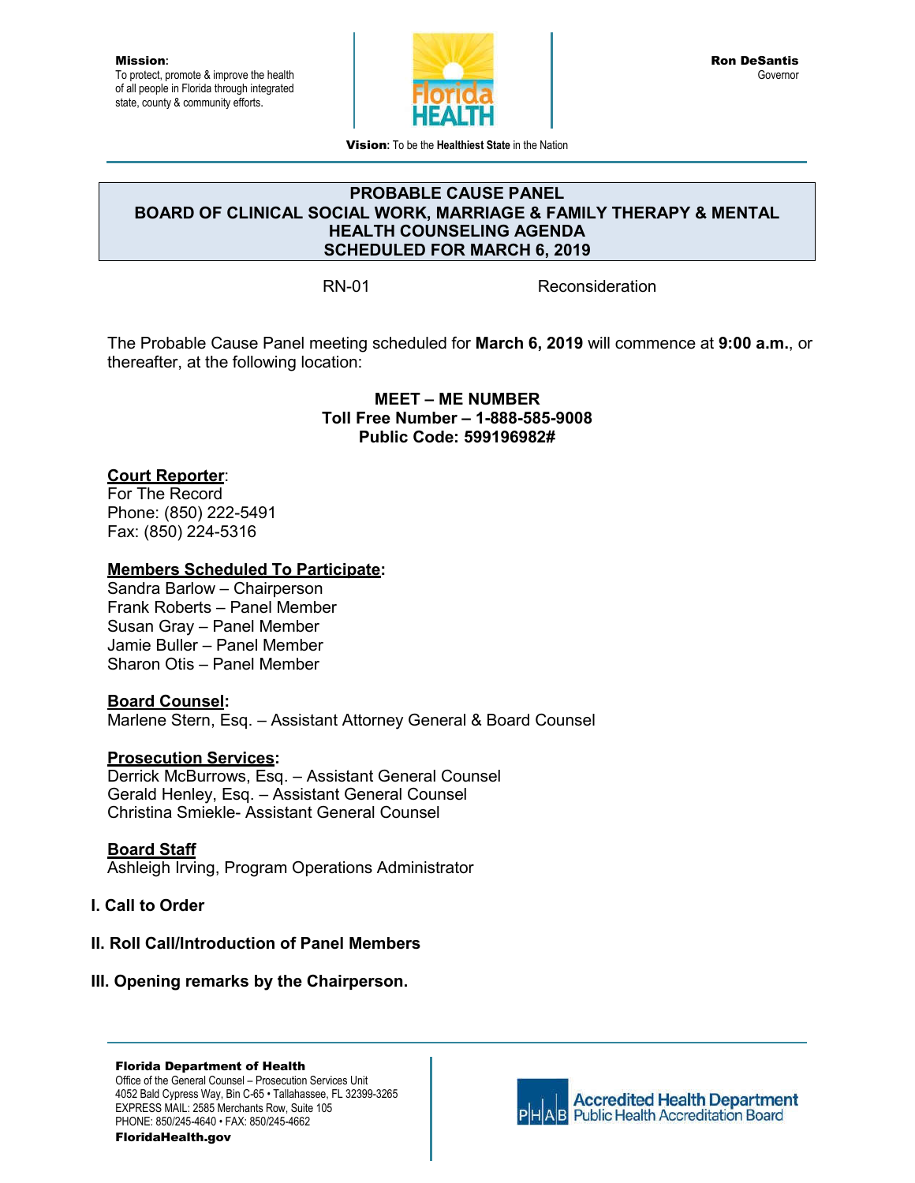**Mission**:
To protect, promote & improve the health of all people in Florida through integrated state, county & community efforts.

**Ron DeSantis**
Governor

**Vision**: To be the **Healthiest State** in the Nation

# PROBABLE CAUSE PANEL
# BOARD OF CLINICAL SOCIAL WORK, MARRIAGE & FAMILY THERAPY & MENTAL HEALTH COUNSELING AGENDA
# SCHEDULED FOR MARCH 6, 2019

RN-01 Reconsideration

The Probable Cause Panel meeting scheduled for **March 6, 2019** will commence at **9:00 a.m.**, or thereafter, at the following location:

**MEET – ME NUMBER**
**Toll Free Number – 1-888-585-9008**
**Public Code: 599196982#**

**Court Reporter**:
For The Record
Phone: (850) 222-5491
Fax: (850) 224-5316

**Members Scheduled To Participate:**
Sandra Barlow – Chairperson
Frank Roberts – Panel Member
Susan Gray – Panel Member
Jamie Buller – Panel Member
Sharon Otis – Panel Member

**Board Counsel:**
Marlene Stern, Esq. – Assistant Attorney General & Board Counsel

**Prosecution Services:**
Derrick McBurrows, Esq. – Assistant General Counsel
Gerald Henley, Esq. – Assistant General Counsel
Christina Smiekle- Assistant General Counsel

**Board Staff**
Ashleigh Irving, Program Operations Administrator

## I. Call to Order

## II. Roll Call/Introduction of Panel Members

## III. Opening remarks by the Chairperson.

**Florida Department of Health**
Office of the General Counsel – Prosecution Services Unit
4052 Bald Cypress Way, Bin C-65 • Tallahassee, FL 32399-3265
EXPRESS MAIL: 2585 Merchants Row, Suite 105
PHONE: 850/245-4640 • FAX: 850/245-4662
**FloridaHealth.gov**

Accredited Health Department
Public Health Accreditation Board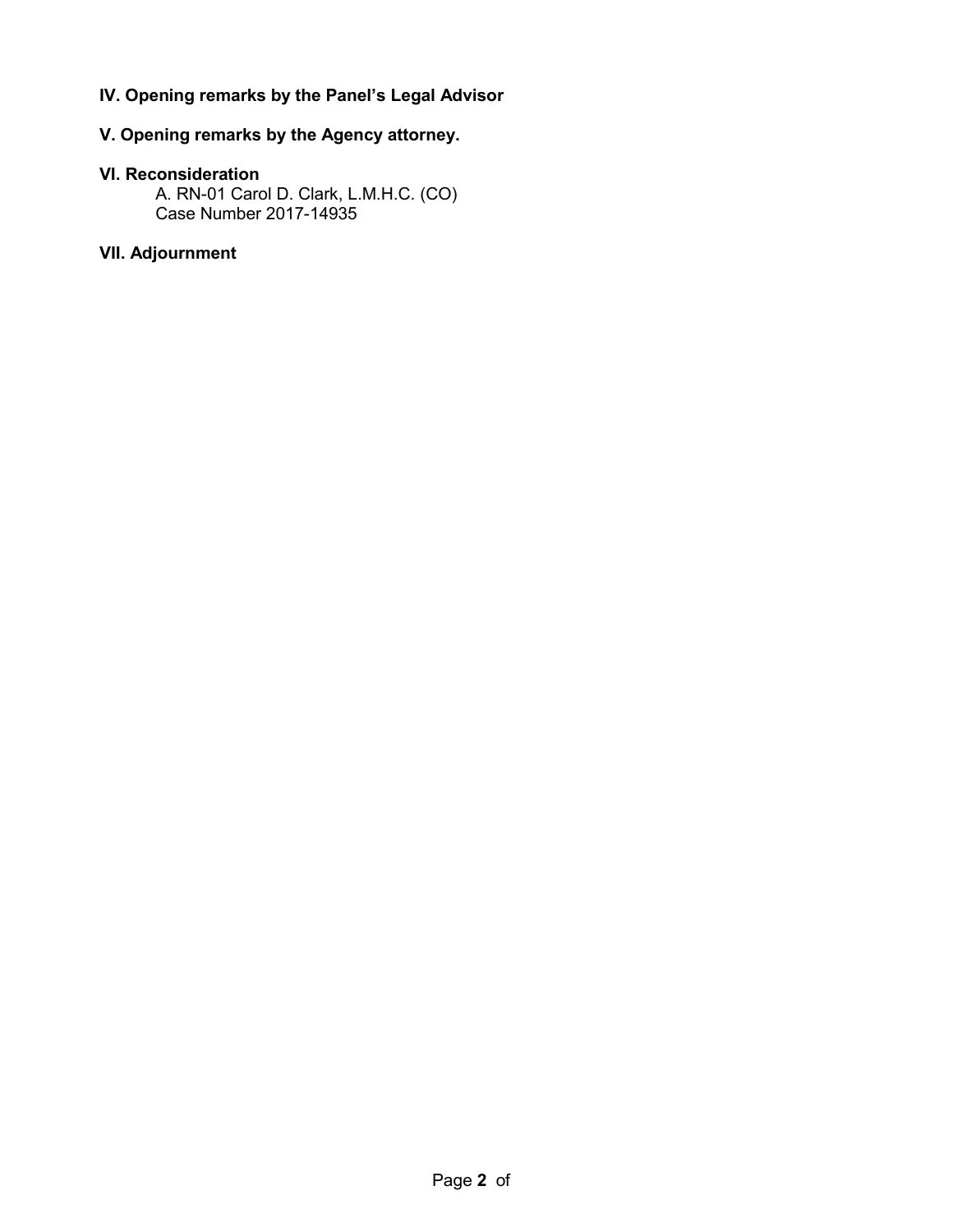**IV. Opening remarks by the Panel's Legal Advisor**

**V. Opening remarks by the Agency attorney.**

**VI. Reconsideration**

A. RN-01 Carol D. Clark, L.M.H.C. (CO)
Case Number 2017-14935

**VII. Adjournment**